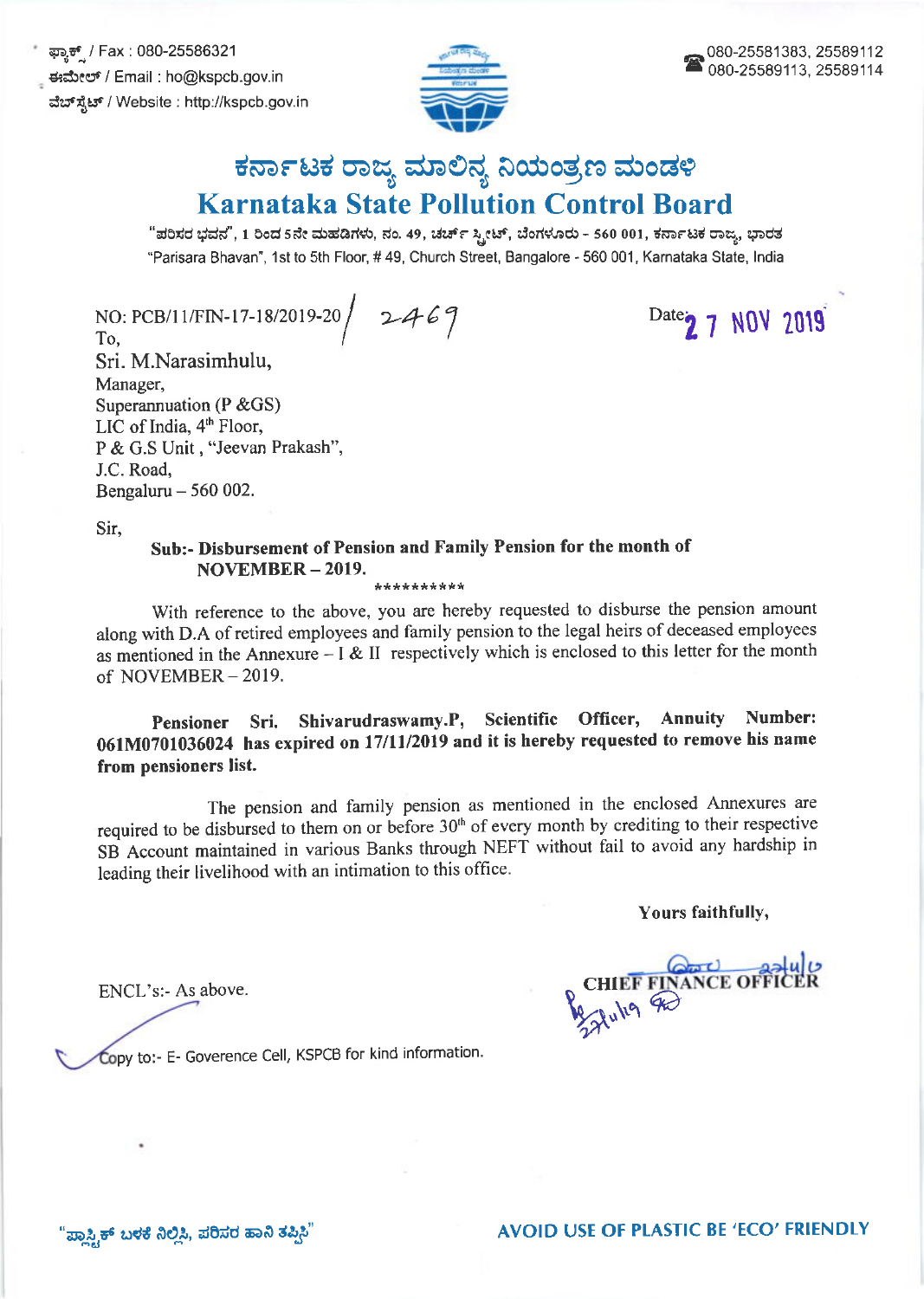ಫ್ಯಾಕ್ಸ್ / Fax : 080-25586321
ಈಮೇಲ್ / Email : ho@kspcb.gov.in
ವೆಬ್‌ಸೈಟ್ / Website : http://kspcb.gov.in

080-25581383, 25589112
080-25589113, 25589114

# ಕರ್ನಾಟಕ ರಾಜ್ಯ ಮಾಲಿನ್ಯ ನಿಯಂತ್ರಣ ಮಂಡಳಿ
# Karnataka State Pollution Control Board

"ಪರಿಸರ ಭವನ", 1 ರಿಂದ 5ನೇ ಮಹಡಿಗಳು, ನಂ. 49, ಚರ್ಚ್ ಸ್ಟ್ರೀಟ್, ಬೆಂಗಳೂರು - 560 001, ಕರ್ನಾಟಕ ರಾಜ್ಯ, ಭಾರತ
"Parisara Bhavan", 1st to 5th Floor, # 49, Church Street, Bangalore - 560 001, Karnataka State, India

NO: PCB/11/FIN-17-18/2019-20/ 2469

Date: 27 NOV 2019

To,
Sri. M.Narasimhulu,
Manager,
Superannuation (P &GS)
LIC of India, 4th Floor,
P & G.S Unit , "Jeevan Prakash",
J.C. Road,
Bengaluru – 560 002.

Sir,

**Sub:- Disbursement of Pension and Family Pension for the month of NOVEMBER – 2019.**

**********

With reference to the above, you are hereby requested to disburse the pension amount along with D.A of retired employees and family pension to the legal heirs of deceased employees as mentioned in the Annexure – I & II respectively which is enclosed to this letter for the month of NOVEMBER – 2019.

**Pensioner Sri. Shivarudraswamy.P, Scientific Officer, Annuity Number: 061M0701036024 has expired on 17/11/2019 and it is hereby requested to remove his name from pensioners list.**

The pension and family pension as mentioned in the enclosed Annexures are required to be disbursed to them on or before 30th of every month by crediting to their respective SB Account maintained in various Banks through NEFT without fail to avoid any hardship in leading their livelihood with an intimation to this office.

**Yours faithfully,**

**CHIEF FINANCE OFFICER**

ENCL's:- As above.

Copy to:- E- Goverence Cell, KSPCB for kind information.

"ಪ್ಲಾಸ್ಟಿಕ್ ಬಳಕೆ ನಿಲ್ಲಿಸಿ, ಪರಿಸರ ಹಾನಿ ತಪ್ಪಿಸಿ" AVOID USE OF PLASTIC BE 'ECO' FRIENDLY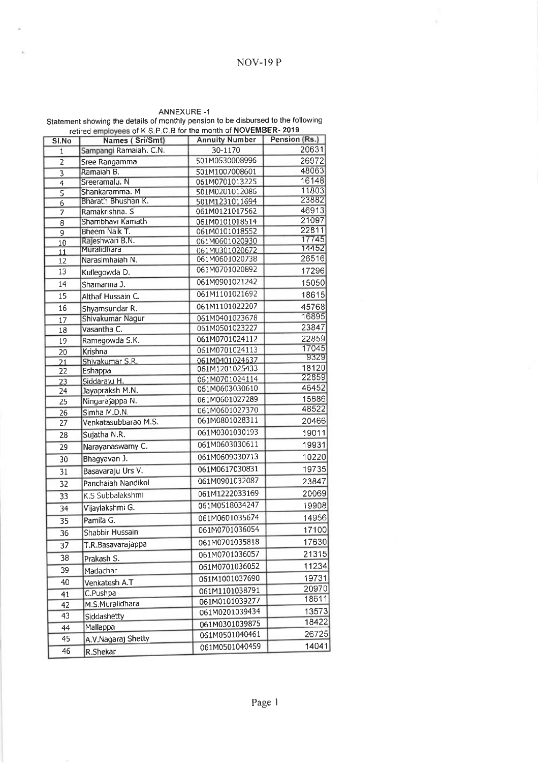NOV-19 P

ANNEXURE -1

Statement showing the details of monthly pension to be disbursed to the following retired employees of K.S.P.C.B for the month of **NOVEMBER- 2019**

| Sl.No | Names ( Sri/Smt) | Annuity Number | Pension (Rs.) |
|---|---|---|---|
| 1 | Sampangi Ramaiah. C.N. | 30-1170 | 20631 |
| 2 | Sree Rangamma | 501M0530008996 | 26972 |
| 3 | Ramaiah B. | 501M1007008601 | 48063 |
| 4 | Sreeramalu. N | 061M0701013225 | 16148 |
| 5 | Shankaramma. M | 501M0201012086 | 11803 |
| 6 | Bharath Bhushan K. | 501M1231011694 | 23882 |
| 7 | Ramakrishna. S | 061M0121017562 | 46913 |
| 8 | Shambhavi Kamath | 061M0101018514 | 21097 |
| 9 | Bheem Naik T. | 061M0101018552 | 22811 |
| 10 | Rajeshwari B.N. | 061M0601020930 | 17745 |
| 11 | Muralidhara | 061M0301020672 | 14452 |
| 12 | Narasimhaiah N. | 061M0601020738 | 26516 |
| 13 | Kullegowda D. | 061M0701020892 | 17296 |
| 14 | Shamanna J. | 061M0901021242 | 15050 |
| 15 | Althaf Hussain C. | 061M1101021692 | 18615 |
| 16 | Shyamsundar R. | 061M1101022207 | 45768 |
| 17 | Shivakumar Nagur | 061M0401023678 | 16895 |
| 18 | Vasantha C. | 061M0501023227 | 23847 |
| 19 | Ramegowda S.K. | 061M0701024112 | 22859 |
| 20 | Krishna | 061M0701024113 | 17045 |
| 21 | Shivakumar S.R. | 061M0401024637 | 9329 |
| 22 | Eshappa | 061M1201025433 | 18120 |
| 23 | Siddaraju H. | 061M0701024114 | 22859 |
| 24 | Jayapraksh M.N. | 061M0603030610 | 46452 |
| 25 | Ningarajappa N. | 061M0601027289 | 15686 |
| 26 | Simha M.D.N. | 061M0601027370 | 48522 |
| 27 | Venkatasubbarao M.S. | 061M0801028311 | 20466 |
| 28 | Sujatha N.R. | 061M0301030193 | 19011 |
| 29 | Narayanaswamy C. | 061M0603030611 | 19931 |
| 30 | Bhagyavan J. | 061M0609030713 | 10220 |
| 31 | Basavaraju Urs V. | 061M0617030831 | 19735 |
| 32 | Panchaiah Nandikol | 061M0901032087 | 23847 |
| 33 | K.S Subbalakshmi | 061M1222033169 | 20069 |
| 34 | Vijaylakshmi G. | 061M0518034247 | 19908 |
| 35 | Pamila G. | 061M0601035674 | 14956 |
| 36 | Shabbir Hussain | 061M0701036054 | 17100 |
| 37 | T.R.Basavarajappa | 061M0701035818 | 17630 |
| 38 | Prakash S. | 061M0701036057 | 21315 |
| 39 | Madachar | 061M0701036052 | 11234 |
| 40 | Venkatesh A.T | 061M1001037690 | 19731 |
| 41 | C.Pushpa | 061M1101038791 | 20970 |
| 42 | M.S.Muralidhara | 061M0101039277 | 18611 |
| 43 | Siddashetty | 061M0201039434 | 13573 |
| 44 | Mallappa | 061M0301039875 | 18422 |
| 45 | A.V.Nagaraj Shetty | 061M0501040461 | 26725 |
| 46 | R.Shekar | 061M0501040459 | 14041 |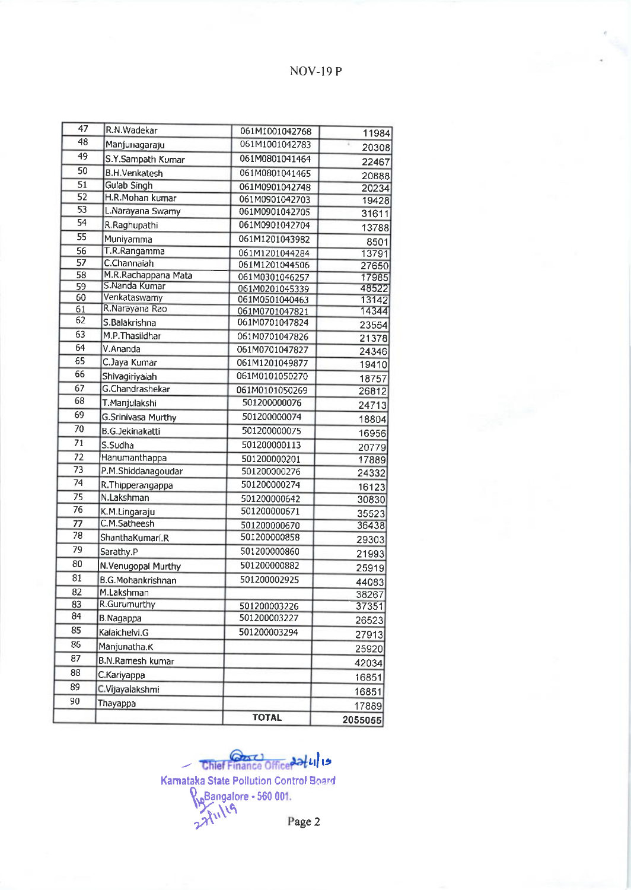NOV-19 P

| | | | |
|---|---|---|---|
| 47 | R.N.Wadekar | 061M1001042768 | 11984 |
| 48 | Manjunagaraju | 061M1001042783 | 20308 |
| 49 | S.Y.Sampath Kumar | 061M0801041464 | 22467 |
| 50 | B.H.Venkatesh | 061M0801041465 | 20888 |
| 51 | Gulab Singh | 061M0901042748 | 20234 |
| 52 | H.R.Mohan kumar | 061M0901042703 | 19428 |
| 53 | L.Narayana Swamy | 061M0901042705 | 31611 |
| 54 | R.Raghupathi | 061M0901042704 | 13788 |
| 55 | Muniyamma | 061M1201043982 | 8501 |
| 56 | T.R.Rangamma | 061M1201044284 | 13791 |
| 57 | C.Channaiah | 061M1201044506 | 27650 |
| 58 | M.R.Rachappana Mata | 061M0301046257 | 17985 |
| 59 | S.Nanda Kumar | 061M0201045339 | 48522 |
| 60 | Venkataswamy | 061M0501040463 | 13142 |
| 61 | R.Narayana Rao | 061M0701047821 | 14344 |
| 62 | S.Balakrishna | 061M0701047824 | 23554 |
| 63 | M.P.Thasildhar | 061M0701047826 | 21378 |
| 64 | V.Ananda | 061M0701047827 | 24346 |
| 65 | C.Jaya Kumar | 061M1201049877 | 19410 |
| 66 | Shivagiriyaiah | 061M0101050270 | 18757 |
| 67 | G.Chandrashekar | 061M0101050269 | 26812 |
| 68 | T.Manjulakshi | 501200000076 | 24713 |
| 69 | G.Srinivasa Murthy | 501200000074 | 18804 |
| 70 | B.G.Jekinakatti | 501200000075 | 16956 |
| 71 | S.Sudha | 501200000113 | 20779 |
| 72 | Hanumanthappa | 501200000201 | 17889 |
| 73 | P.M.Shiddanagoudar | 501200000276 | 24332 |
| 74 | R.Thipperangappa | 501200000274 | 16123 |
| 75 | N.Lakshman | 501200000642 | 30830 |
| 76 | K.M.Lingaraju | 501200000671 | 35523 |
| 77 | C.M.Satheesh | 501200000670 | 36438 |
| 78 | ShanthaKumari.R | 501200000858 | 29303 |
| 79 | Sarathy.P | 501200000860 | 21993 |
| 80 | N.Venugopal Murthy | 501200000882 | 25919 |
| 81 | B.G.Mohankrishnan | 501200002925 | 44083 |
| 82 | M.Lakshman | | 38267 |
| 83 | R.Gurumurthy | 501200003226 | 37351 |
| 84 | B.Nagappa | 501200003227 | 26523 |
| 85 | Kalaichelvi.G | 501200003294 | 27913 |
| 86 | Manjunatha.K | | 25920 |
| 87 | B.N.Ramesh kumar | | 42034 |
| 88 | C.Kariyappa | | 16851 |
| 89 | C.Vijayalakshmi | | 16851 |
| 90 | Thayappa | | 17889 |
| | | TOTAL | 2055055 |

Chief Finance Officer 27/11/19
Karnataka State Pollution Control Board
Bangalore - 560 001.
27/11/19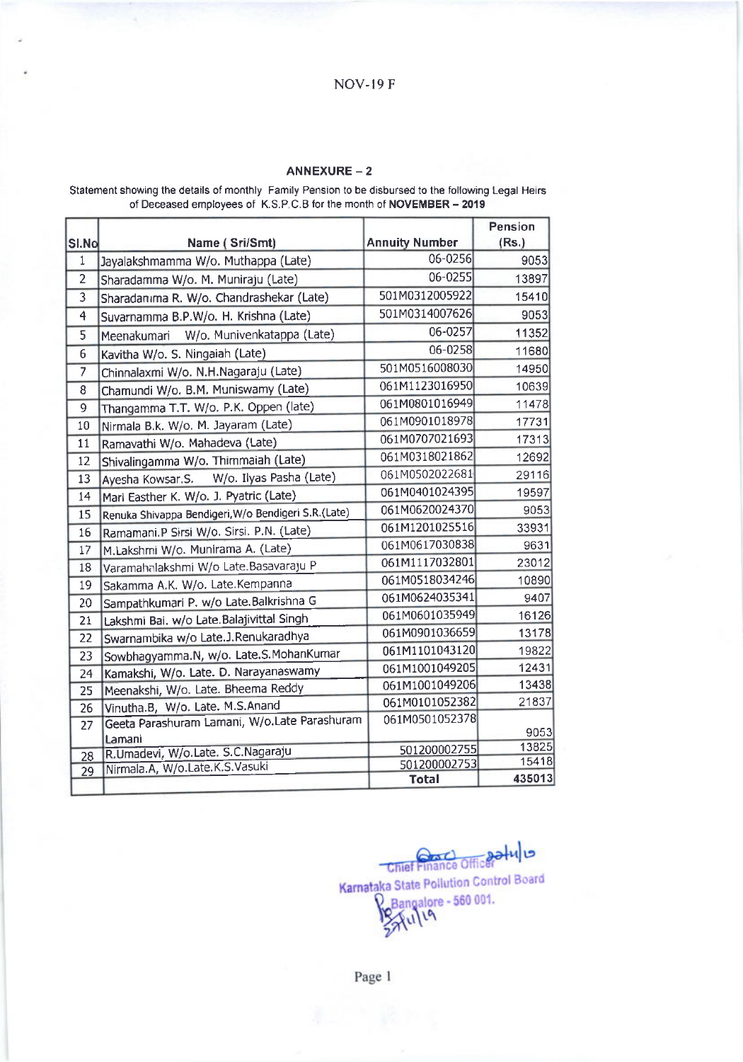NOV-19 F

## ANNEXURE – 2

Statement showing the details of monthly Family Pension to be disbursed to the following Legal Heirs of Deceased employees of K.S.P.C.B for the month of **NOVEMBER – 2019**

| Sl.No | Name ( Sri/Smt) | Annuity Number | Pension (Rs.) |
|---|---|---|---|
| 1 | Jayalakshmamma W/o. Muthappa (Late) | 06-0256 | 9053 |
| 2 | Sharadamma W/o. M. Muniraju (Late) | 06-0255 | 13897 |
| 3 | Sharadamma R. W/o. Chandrashekar (Late) | 501M0312005922 | 15410 |
| 4 | Suvarnamma B.P.W/o. H. Krishna (Late) | 501M0314007626 | 9053 |
| 5 | Meenakumari W/o. Munivenkatappa (Late) | 06-0257 | 11352 |
| 6 | Kavitha W/o. S. Ningaiah (Late) | 06-0258 | 11680 |
| 7 | Chinnalaxmi W/o. N.H.Nagaraju (Late) | 501M0516008030 | 14950 |
| 8 | Chamundi W/o. B.M. Muniswamy (Late) | 061M1123016950 | 10639 |
| 9 | Thangamma T.T. W/o. P.K. Oppen (late) | 061M0801016949 | 11478 |
| 10 | Nirmala B.k. W/o. M. Jayaram (Late) | 061M0901018978 | 17731 |
| 11 | Ramavathi W/o. Mahadeva (Late) | 061M0707021693 | 17313 |
| 12 | Shivalingamma W/o. Thimmaiah (Late) | 061M0318021862 | 12692 |
| 13 | Ayesha Kowsar.S. W/o. Ilyas Pasha (Late) | 061M0502022681 | 29116 |
| 14 | Mari Easther K. W/o. J. Pyatric (Late) | 061M0401024395 | 19597 |
| 15 | Renuka Shivappa Bendigeri,W/o Bendigeri S.R.(Late) | 061M0620024370 | 9053 |
| 16 | Ramamani.P Sirsi W/o. Sirsi. P.N. (Late) | 061M1201025516 | 33931 |
| 17 | M.Lakshmi W/o. Munirama A. (Late) | 061M0617030838 | 9631 |
| 18 | Varamahalakshmi W/o Late.Basavaraju P | 061M1117032801 | 23012 |
| 19 | Sakamma A.K. W/o. Late.Kempanna | 061M0518034246 | 10890 |
| 20 | Sampathkumari P. w/o Late.Balkrishna G | 061M0624035341 | 9407 |
| 21 | Lakshmi Bai. w/o Late.Balajivittal Singh | 061M0601035949 | 16126 |
| 22 | Swarnambika w/o Late.J.Renukaradhya | 061M0901036659 | 13178 |
| 23 | Sowbhagyamma.N, w/o. Late.S.MohanKumar | 061M1101043120 | 19822 |
| 24 | Kamakshi, W/o. Late. D. Narayanaswamy | 061M1001049205 | 12431 |
| 25 | Meenakshi, W/o. Late. Bheema Reddy | 061M1001049206 | 13438 |
| 26 | Vinutha.B, W/o. Late. M.S.Anand | 061M0101052382 | 21837 |
| 27 | Geeta Parashuram Lamani, W/o.Late Parashuram Lamani | 061M0501052378 | 9053 |
| 28 | R.Umadevi, W/o.Late. S.C.Nagaraju | 501200002755 | 13825 |
| 29 | Nirmala.A, W/o.Late.K.S.Vasuki | 501200002753 | 15418 |
| | | **Total** | **435013** |

Chief Finance Officer
Karnataka State Pollution Control Board
Bangalore - 560 001.